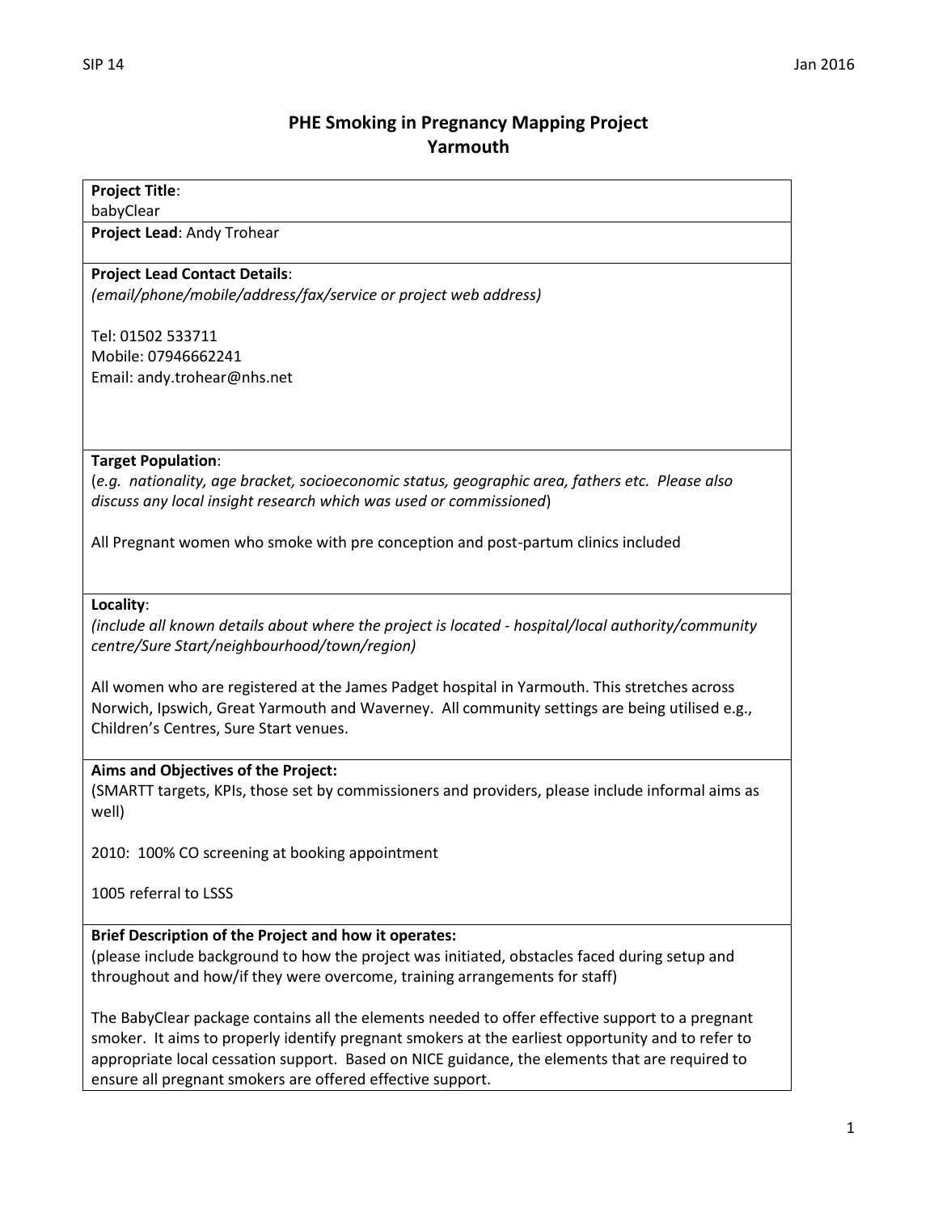# PHE Smoking in Pregnancy Mapping Project
## Yarmouth

**Project Title**:
babyClear

**Project Lead**: Andy Trohear

**Project Lead Contact Details**:
*(email/phone/mobile/address/fax/service or project web address)*

Tel: 01502 533711
Mobile: 07946662241
Email: andy.trohear@nhs.net

**Target Population**:
(*e.g. nationality, age bracket, socioeconomic status, geographic area, fathers etc. Please also discuss any local insight research which was used or commissioned*)

All Pregnant women who smoke with pre conception and post-partum clinics included

**Locality**:
*(include all known details about where the project is located - hospital/local authority/community centre/Sure Start/neighbourhood/town/region)*

All women who are registered at the James Padget hospital in Yarmouth. This stretches across Norwich, Ipswich, Great Yarmouth and Waverney. All community settings are being utilised e.g., Children's Centres, Sure Start venues.

**Aims and Objectives of the Project:**
(SMARTT targets, KPIs, those set by commissioners and providers, please include informal aims as well)

2010: 100% CO screening at booking appointment

1005 referral to LSSS

**Brief Description of the Project and how it operates:**
(please include background to how the project was initiated, obstacles faced during setup and throughout and how/if they were overcome, training arrangements for staff)

The BabyClear package contains all the elements needed to offer effective support to a pregnant smoker. It aims to properly identify pregnant smokers at the earliest opportunity and to refer to appropriate local cessation support. Based on NICE guidance, the elements that are required to ensure all pregnant smokers are offered effective support.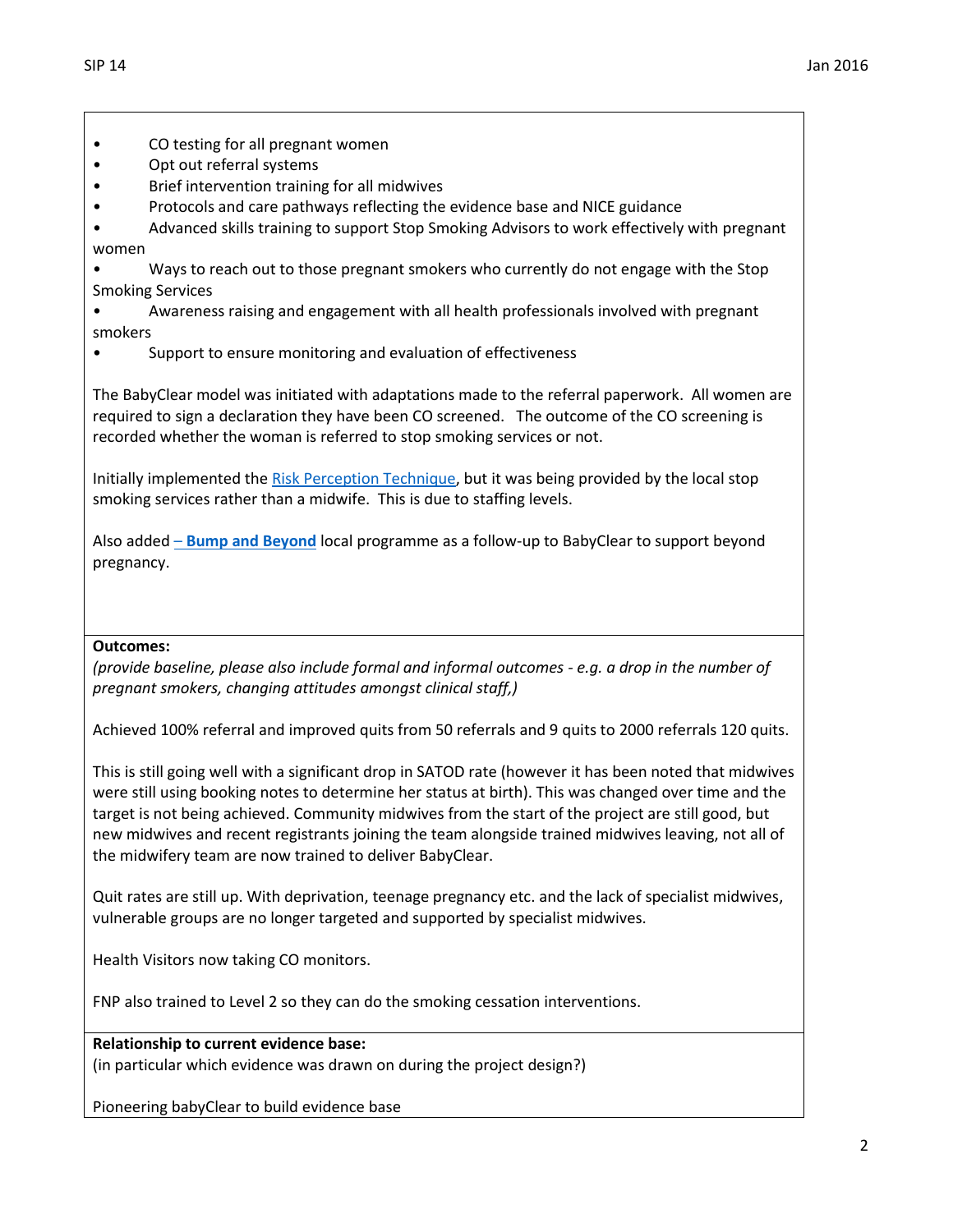- CO testing for all pregnant women
- Opt out referral systems
- Brief intervention training for all midwives
- Protocols and care pathways reflecting the evidence base and NICE guidance
- Advanced skills training to support Stop Smoking Advisors to work effectively with pregnant women
- Ways to reach out to those pregnant smokers who currently do not engage with the Stop Smoking Services
- Awareness raising and engagement with all health professionals involved with pregnant smokers
- Support to ensure monitoring and evaluation of effectiveness

The BabyClear model was initiated with adaptations made to the referral paperwork. All women are required to sign a declaration they have been CO screened. The outcome of the CO screening is recorded whether the woman is referred to stop smoking services or not.

Initially implemented the Risk Perception Technique, but it was being provided by the local stop smoking services rather than a midwife. This is due to staffing levels.

Also added – **Bump and Beyond** local programme as a follow-up to BabyClear to support beyond pregnancy.

**Outcomes:**
*(provide baseline, please also include formal and informal outcomes - e.g. a drop in the number of pregnant smokers, changing attitudes amongst clinical staff,)*

Achieved 100% referral and improved quits from 50 referrals and 9 quits to 2000 referrals 120 quits.

This is still going well with a significant drop in SATOD rate (however it has been noted that midwives were still using booking notes to determine her status at birth). This was changed over time and the target is not being achieved. Community midwives from the start of the project are still good, but new midwives and recent registrants joining the team alongside trained midwives leaving, not all of the midwifery team are now trained to deliver BabyClear.

Quit rates are still up. With deprivation, teenage pregnancy etc. and the lack of specialist midwives, vulnerable groups are no longer targeted and supported by specialist midwives.

Health Visitors now taking CO monitors.

FNP also trained to Level 2 so they can do the smoking cessation interventions.

**Relationship to current evidence base:**
(in particular which evidence was drawn on during the project design?)

Pioneering babyClear to build evidence base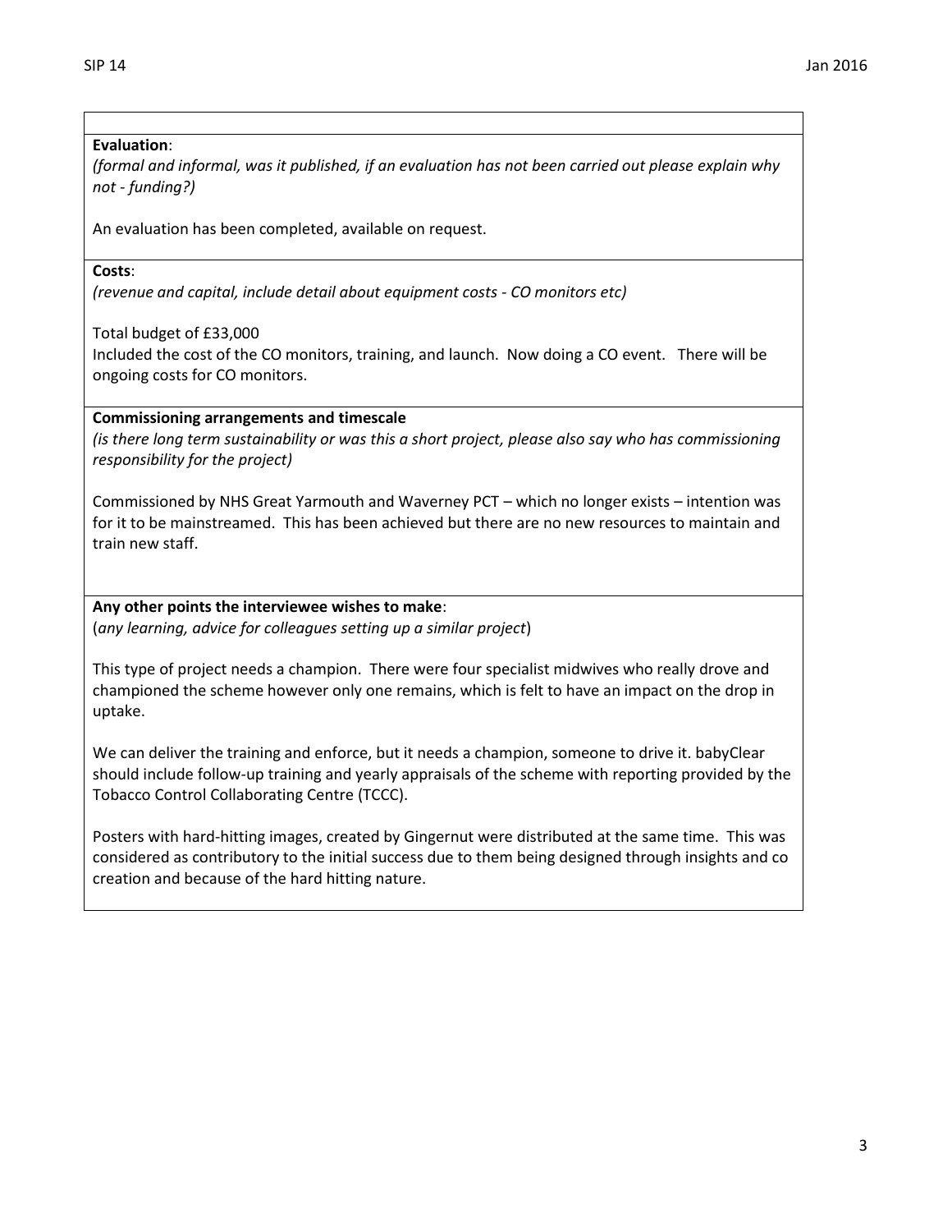**Evaluation**:
*(formal and informal, was it published, if an evaluation has not been carried out please explain why not - funding?)*

An evaluation has been completed, available on request.

**Costs**:
*(revenue and capital, include detail about equipment costs - CO monitors etc)*

Total budget of £33,000
Included the cost of the CO monitors, training, and launch. Now doing a CO event. There will be ongoing costs for CO monitors.

**Commissioning arrangements and timescale**
*(is there long term sustainability or was this a short project, please also say who has commissioning responsibility for the project)*

Commissioned by NHS Great Yarmouth and Waverney PCT – which no longer exists – intention was for it to be mainstreamed. This has been achieved but there are no new resources to maintain and train new staff.

**Any other points the interviewee wishes to make**:
(*any learning, advice for colleagues setting up a similar project*)

This type of project needs a champion. There were four specialist midwives who really drove and championed the scheme however only one remains, which is felt to have an impact on the drop in uptake.

We can deliver the training and enforce, but it needs a champion, someone to drive it. babyClear should include follow-up training and yearly appraisals of the scheme with reporting provided by the Tobacco Control Collaborating Centre (TCCC).

Posters with hard-hitting images, created by Gingernut were distributed at the same time. This was considered as contributory to the initial success due to them being designed through insights and co creation and because of the hard hitting nature.